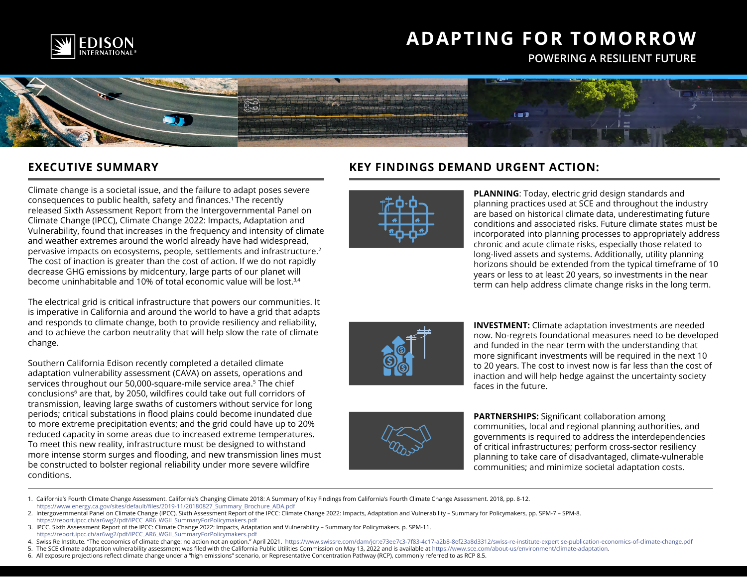# ADAPTING FOR TOMORROW

## POWERING A RESILIENT FUTURE

## EXECUTIVE SUMMARY

Climate change is a societal issue, and the failure to adapt poses severe consequences to public health, safety and finances.[1] The recently released Sixth Assessment Report from the Intergovernmental Panel on Climate Change (IPCC), Climate Change 2022: Impacts, Adaptation and Vulnerability, found that increases in the frequency and intensity of climate and weather extremes around the world already have had widespread, pervasive impacts on ecosystems, people, settlements and infrastructure.[2] The cost of inaction is greater than the cost of action. If we do not rapidly decrease GHG emissions by midcentury, large parts of our planet will become uninhabitable and 10% of total economic value will be lost.[3,4]

The electrical grid is critical infrastructure that powers our communities. It is imperative in California and around the world to have a grid that adapts and responds to climate change, both to provide resiliency and reliability, and to achieve the carbon neutrality that will help slow the rate of climate change.

Southern California Edison recently completed a detailed climate adaptation vulnerability assessment (CAVA) on assets, operations and services throughout our 50,000-square-mile service area.[5] The chief conclusions[6] are that, by 2050, wildfires could take out full corridors of transmission, leaving large swaths of customers without service for long periods; critical substations in flood plains could become inundated due to more extreme precipitation events; and the grid could have up to 20% reduced capacity in some areas due to increased extreme temperatures. To meet this new reality, infrastructure must be designed to withstand more intense storm surges and flooding, and new transmission lines must be constructed to bolster regional reliability under more severe wildfire conditions.

## KEY FINDINGS DEMAND URGENT ACTION:

**PLANNING**: Today, electric grid design standards and planning practices used at SCE and throughout the industry are based on historical climate data, underestimating future conditions and associated risks. Future climate states must be incorporated into planning processes to appropriately address chronic and acute climate risks, especially those related to long-lived assets and systems. Additionally, utility planning horizons should be extended from the typical timeframe of 10 years or less to at least 20 years, so investments in the near term can help address climate change risks in the long term.

**INVESTMENT:** Climate adaptation investments are needed now. No-regrets foundational measures need to be developed and funded in the near term with the understanding that more significant investments will be required in the next 10 to 20 years. The cost to invest now is far less than the cost of inaction and will help hedge against the uncertainty society faces in the future.

**PARTNERSHIPS:** Significant collaboration among communities, local and regional planning authorities, and governments is required to address the interdependencies of critical infrastructures; perform cross-sector resiliency planning to take care of disadvantaged, climate-vulnerable communities; and minimize societal adaptation costs.

---

1. California's Fourth Climate Change Assessment. California's Changing Climate 2018: A Summary of Key Findings from California's Fourth Climate Change Assessment. 2018, pp. 8-12. https://www.energy.ca.gov/sites/default/files/2019-11/20180827_Summary_Brochure_ADA.pdf
2. Intergovernmental Panel on Climate Change (IPCC). Sixth Assessment Report of the IPCC: Climate Change 2022: Impacts, Adaptation and Vulnerability – Summary for Policymakers, pp. SPM-7 – SPM-8. https://report.ipcc.ch/ar6wg2/pdf/IPCC_AR6_WGII_SummaryForPolicymakers.pdf
3. IPCC. Sixth Assessment Report of the IPCC: Climate Change 2022: Impacts, Adaptation and Vulnerability – Summary for Policymakers. p. SPM-11. https://report.ipcc.ch/ar6wg2/pdf/IPCC_AR6_WGII_SummaryForPolicymakers.pdf
4. Swiss Re Institute. "The economics of climate change: no action not an option." April 2021. https://www.swissre.com/dam/jcr:e73ee7c3-7f83-4c17-a2b8-8ef23a8d3312/swiss-re-institute-expertise-publication-economics-of-climate-change.pdf
5. The SCE climate adaptation vulnerability assessment was filed with the California Public Utilities Commission on May 13, 2022 and is available at https://www.sce.com/about-us/environment/climate-adaptation.
6. All exposure projections reflect climate change under a "high emissions" scenario, or Representative Concentration Pathway (RCP), commonly referred to as RCP 8.5.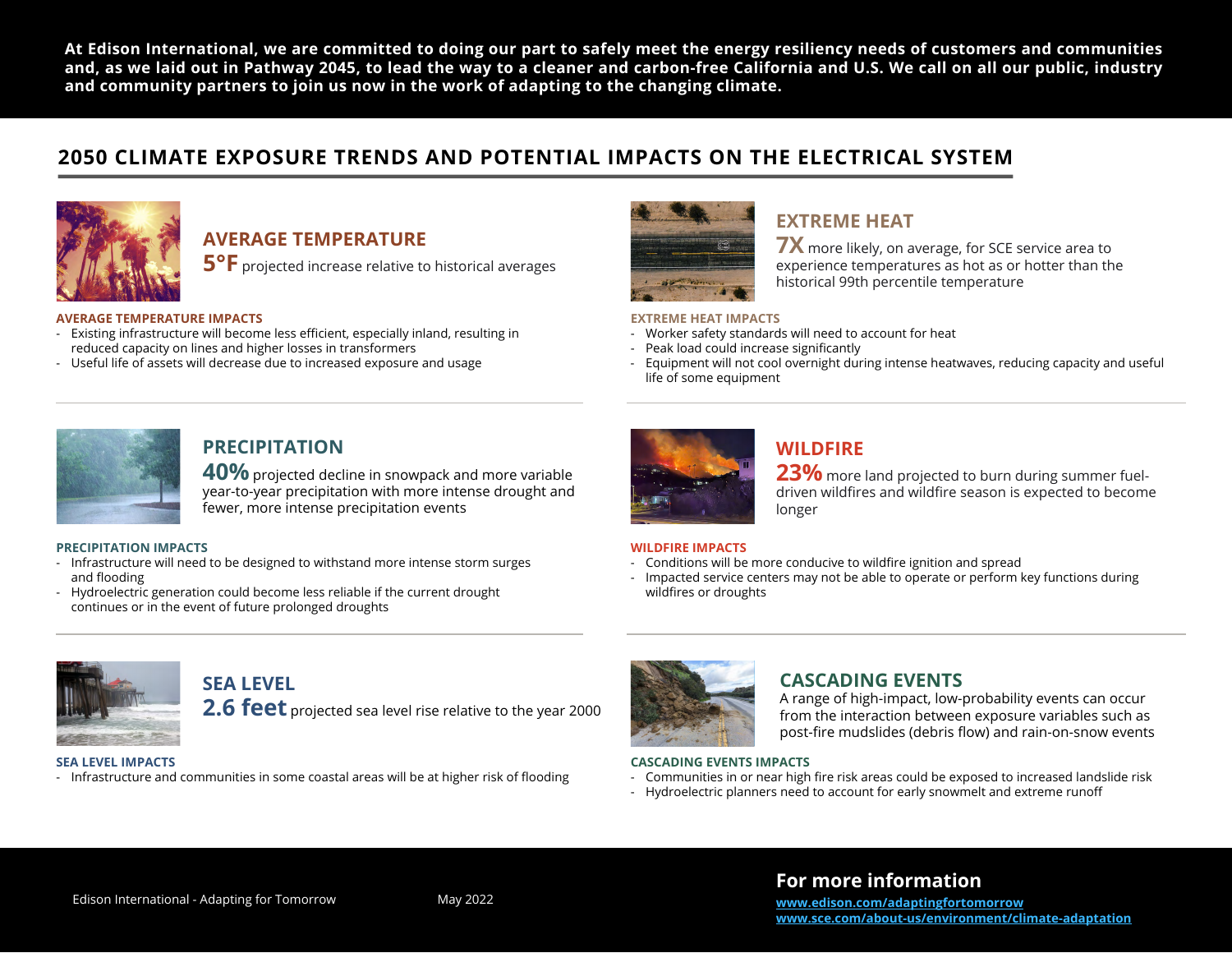**At Edison International, we are committed to doing our part to safely meet the energy resiliency needs of customers and communities and, as we laid out in Pathway 2045, to lead the way to a cleaner and carbon-free California and U.S. We call on all our public, industry and community partners to join us now in the work of adapting to the changing climate.**

## 2050 CLIMATE EXPOSURE TRENDS AND POTENTIAL IMPACTS ON THE ELECTRICAL SYSTEM

### AVERAGE TEMPERATURE

**5°F** projected increase relative to historical averages

**AVERAGE TEMPERATURE IMPACTS**

- Existing infrastructure will become less efficient, especially inland, resulting in reduced capacity on lines and higher losses in transformers
- Useful life of assets will decrease due to increased exposure and usage

### EXTREME HEAT

**7X** more likely, on average, for SCE service area to experience temperatures as hot as or hotter than the historical 99th percentile temperature

**EXTREME HEAT IMPACTS**

- Worker safety standards will need to account for heat
- Peak load could increase significantly
- Equipment will not cool overnight during intense heatwaves, reducing capacity and useful life of some equipment

### PRECIPITATION

**40%** projected decline in snowpack and more variable year-to-year precipitation with more intense drought and fewer, more intense precipitation events

**PRECIPITATION IMPACTS**

- Infrastructure will need to be designed to withstand more intense storm surges and flooding
- Hydroelectric generation could become less reliable if the current drought continues or in the event of future prolonged droughts

### WILDFIRE

**23%** more land projected to burn during summer fuel-driven wildfires and wildfire season is expected to become longer

**WILDFIRE IMPACTS**

- Conditions will be more conducive to wildfire ignition and spread
- Impacted service centers may not be able to operate or perform key functions during wildfires or droughts

### SEA LEVEL

**2.6 feet** projected sea level rise relative to the year 2000

**SEA LEVEL IMPACTS**

- Infrastructure and communities in some coastal areas will be at higher risk of flooding

### CASCADING EVENTS

A range of high-impact, low-probability events can occur from the interaction between exposure variables such as post-fire mudslides (debris flow) and rain-on-snow events

**CASCADING EVENTS IMPACTS**

- Communities in or near high fire risk areas could be exposed to increased landslide risk
- Hydroelectric planners need to account for early snowmelt and extreme runoff

Edison International - Adapting for Tomorrow

May 2022

## For more information

www.edison.com/adaptingfortomorrow

www.sce.com/about-us/environment/climate-adaptation